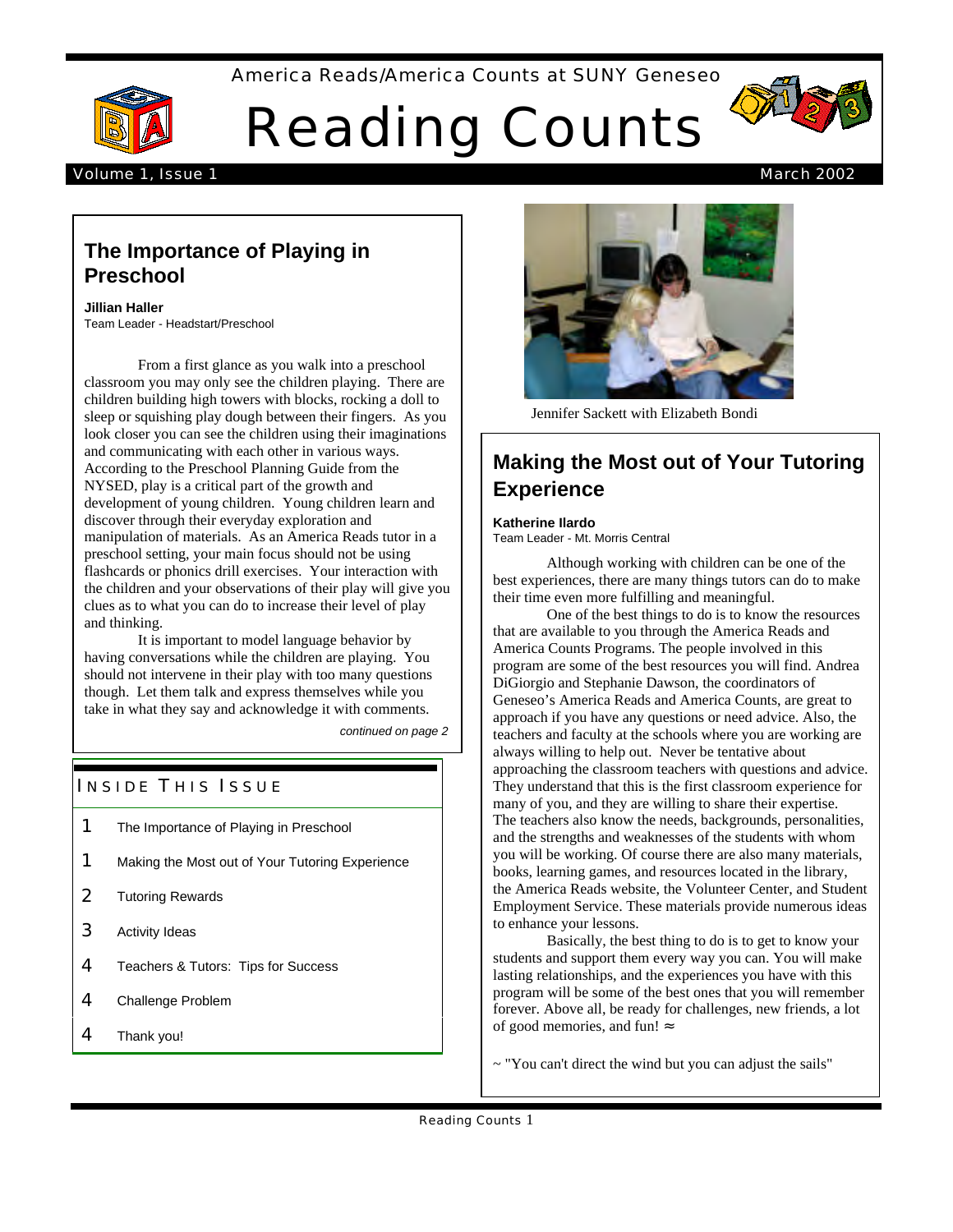America Reads/America Counts at SUNY Geneseo

# Reading Counts

Volume 1, Issue 1 — March 2002

## The Importance of Playing in Preschool

**Jillian Haller**
Team Leader - Headstart/Preschool

From a first glance as you walk into a preschool classroom you may only see the children playing. There are children building high towers with blocks, rocking a doll to sleep or squishing play dough between their fingers. As you look closer you can see the children using their imaginations and communicating with each other in various ways. According to the Preschool Planning Guide from the NYSED, play is a critical part of the growth and development of young children. Young children learn and discover through their everyday exploration and manipulation of materials. As an America Reads tutor in a preschool setting, your main focus should not be using flashcards or phonics drill exercises. Your interaction with the children and your observations of their play will give you clues as to what you can do to increase their level of play and thinking.

It is important to model language behavior by having conversations while the children are playing. You should not intervene in their play with too many questions though. Let them talk and express themselves while you take in what they say and acknowledge it with comments.

*continued on page 2*

### Inside This Issue

| | |
|---|---|
| 1 | The Importance of Playing in Preschool |
| 1 | Making the Most out of Your Tutoring Experience |
| 2 | Tutoring Rewards |
| 3 | Activity Ideas |
| 4 | Teachers & Tutors: Tips for Success |
| 4 | Challenge Problem |
| 4 | Thank you! |

Jennifer Sackett with Elizabeth Bondi

## Making the Most out of Your Tutoring Experience

**Katherine Ilardo**
Team Leader - Mt. Morris Central

Although working with children can be one of the best experiences, there are many things tutors can do to make their time even more fulfilling and meaningful.

One of the best things to do is to know the resources that are available to you through the America Reads and America Counts Programs. The people involved in this program are some of the best resources you will find. Andrea DiGiorgio and Stephanie Dawson, the coordinators of Geneseo's America Reads and America Counts, are great to approach if you have any questions or need advice. Also, the teachers and faculty at the schools where you are working are always willing to help out. Never be tentative about approaching the classroom teachers with questions and advice. They understand that this is the first classroom experience for many of you, and they are willing to share their expertise. The teachers also know the needs, backgrounds, personalities, and the strengths and weaknesses of the students with whom you will be working. Of course there are also many materials, books, learning games, and resources located in the library, the America Reads website, the Volunteer Center, and Student Employment Service. These materials provide numerous ideas to enhance your lessons.

Basically, the best thing to do is to get to know your students and support them every way you can. You will make lasting relationships, and the experiences you have with this program will be some of the best ones that you will remember forever. Above all, be ready for challenges, new friends, a lot of good memories, and fun! ≈

~ "You can't direct the wind but you can adjust the sails"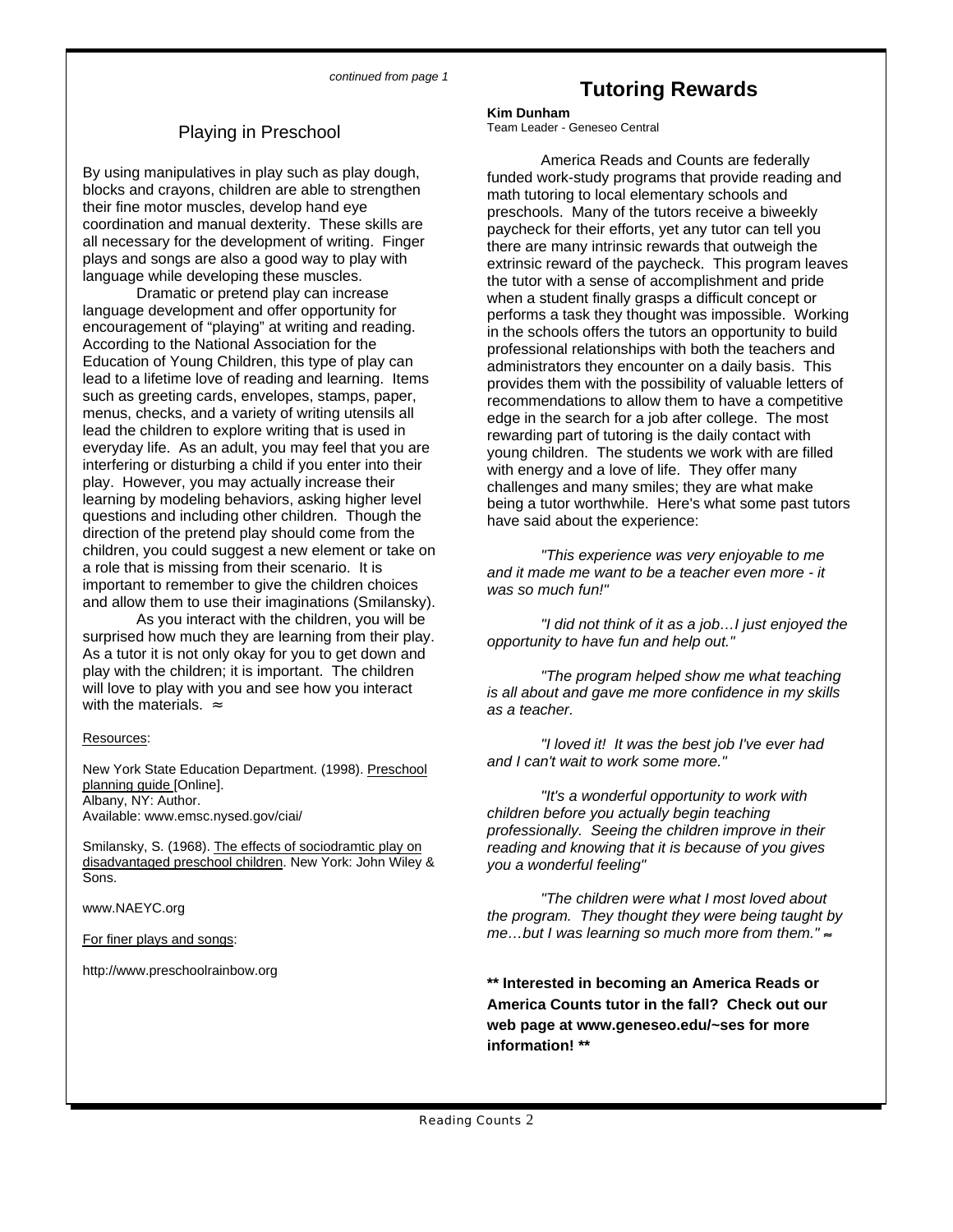*continued from page 1*

## Playing in Preschool

By using manipulatives in play such as play dough, blocks and crayons, children are able to strengthen their fine motor muscles, develop hand eye coordination and manual dexterity. These skills are all necessary for the development of writing. Finger plays and songs are also a good way to play with language while developing these muscles.

Dramatic or pretend play can increase language development and offer opportunity for encouragement of "playing" at writing and reading. According to the National Association for the Education of Young Children, this type of play can lead to a lifetime love of reading and learning. Items such as greeting cards, envelopes, stamps, paper, menus, checks, and a variety of writing utensils all lead the children to explore writing that is used in everyday life. As an adult, you may feel that you are interfering or disturbing a child if you enter into their play. However, you may actually increase their learning by modeling behaviors, asking higher level questions and including other children. Though the direction of the pretend play should come from the children, you could suggest a new element or take on a role that is missing from their scenario. It is important to remember to give the children choices and allow them to use their imaginations (Smilansky).

As you interact with the children, you will be surprised how much they are learning from their play. As a tutor it is not only okay for you to get down and play with the children; it is important. The children will love to play with you and see how you interact with the materials. ≈

Resources:

New York State Education Department. (1998). Preschool planning guide [Online]. Albany, NY: Author. Available: www.emsc.nysed.gov/ciai/

Smilansky, S. (1968). The effects of sociodramtic play on disadvantaged preschool children. New York: John Wiley & Sons.

www.NAEYC.org

For finer plays and songs:

http://www.preschoolrainbow.org

## Tutoring Rewards

**Kim Dunham**
Team Leader - Geneseo Central

America Reads and Counts are federally funded work-study programs that provide reading and math tutoring to local elementary schools and preschools. Many of the tutors receive a biweekly paycheck for their efforts, yet any tutor can tell you there are many intrinsic rewards that outweigh the extrinsic reward of the paycheck. This program leaves the tutor with a sense of accomplishment and pride when a student finally grasps a difficult concept or performs a task they thought was impossible. Working in the schools offers the tutors an opportunity to build professional relationships with both the teachers and administrators they encounter on a daily basis. This provides them with the possibility of valuable letters of recommendations to allow them to have a competitive edge in the search for a job after college. The most rewarding part of tutoring is the daily contact with young children. The students we work with are filled with energy and a love of life. They offer many challenges and many smiles; they are what make being a tutor worthwhile. Here's what some past tutors have said about the experience:

*"This experience was very enjoyable to me and it made me want to be a teacher even more - it was so much fun!"*

*"I did not think of it as a job…I just enjoyed the opportunity to have fun and help out."*

*"The program helped show me what teaching is all about and gave me more confidence in my skills as a teacher.*

*"I loved it! It was the best job I've ever had and I can't wait to work some more."*

*"It's a wonderful opportunity to work with children before you actually begin teaching professionally. Seeing the children improve in their reading and knowing that it is because of you gives you a wonderful feeling"*

*"The children were what I most loved about the program. They thought they were being taught by me…but I was learning so much more from them."* ≈

**** Interested in becoming an America Reads or America Counts tutor in the fall? Check out our web page at www.geneseo.edu/~ses for more information! ****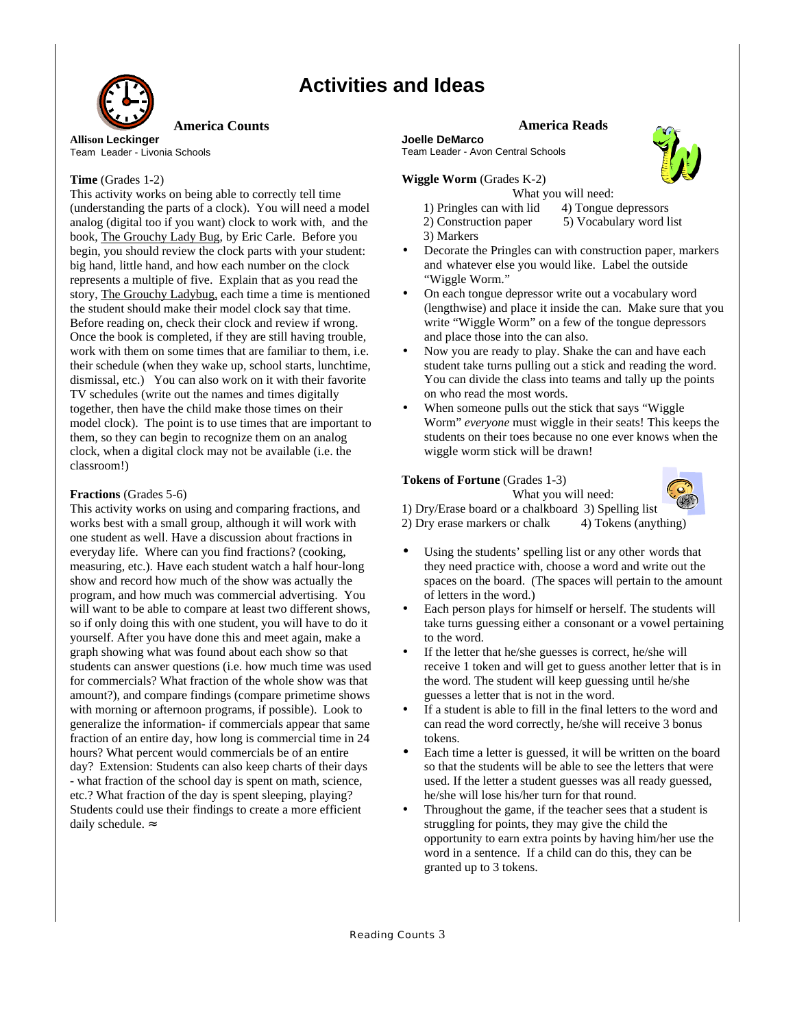# Activities and Ideas

## America Counts

**Allison Leckinger**
Team Leader - Livonia Schools

**Time** (Grades 1-2)
This activity works on being able to correctly tell time (understanding the parts of a clock). You will need a model analog (digital too if you want) clock to work with, and the book, The Grouchy Lady Bug, by Eric Carle. Before you begin, you should review the clock parts with your student: big hand, little hand, and how each number on the clock represents a multiple of five. Explain that as you read the story, The Grouchy Ladybug, each time a time is mentioned the student should make their model clock say that time. Before reading on, check their clock and review if wrong. Once the book is completed, if they are still having trouble, work with them on some times that are familiar to them, i.e. their schedule (when they wake up, school starts, lunchtime, dismissal, etc.) You can also work on it with their favorite TV schedules (write out the names and times digitally together, then have the child make those times on their model clock). The point is to use times that are important to them, so they can begin to recognize them on an analog clock, when a digital clock may not be available (i.e. the classroom!)

**Fractions** (Grades 5-6)
This activity works on using and comparing fractions, and works best with a small group, although it will work with one student as well. Have a discussion about fractions in everyday life. Where can you find fractions? (cooking, measuring, etc.). Have each student watch a half hour-long show and record how much of the show was actually the program, and how much was commercial advertising. You will want to be able to compare at least two different shows, so if only doing this with one student, you will have to do it yourself. After you have done this and meet again, make a graph showing what was found about each show so that students can answer questions (i.e. how much time was used for commercials? What fraction of the whole show was that amount?), and compare findings (compare primetime shows with morning or afternoon programs, if possible). Look to generalize the information- if commercials appear that same fraction of an entire day, how long is commercial time in 24 hours? What percent would commercials be of an entire day? Extension: Students can also keep charts of their days - what fraction of the school day is spent on math, science, etc.? What fraction of the day is spent sleeping, playing? Students could use their findings to create a more efficient daily schedule. ≈

## America Reads

**Joelle DeMarco**
Team Leader - Avon Central Schools

**Wiggle Worm** (Grades K-2)

What you will need:

1) Pringles can with lid
2) Construction paper
3) Markers
4) Tongue depressors
5) Vocabulary word list

- Decorate the Pringles can with construction paper, markers and whatever else you would like. Label the outside "Wiggle Worm."
- On each tongue depressor write out a vocabulary word (lengthwise) and place it inside the can. Make sure that you write "Wiggle Worm" on a few of the tongue depressors and place those into the can also.
- Now you are ready to play. Shake the can and have each student take turns pulling out a stick and reading the word. You can divide the class into teams and tally up the points on who read the most words.
- When someone pulls out the stick that says "Wiggle Worm" *everyone* must wiggle in their seats! This keeps the students on their toes because no one ever knows when the wiggle worm stick will be drawn!

**Tokens of Fortune** (Grades 1-3)

What you will need:

1) Dry/Erase board or a chalkboard
2) Dry erase markers or chalk
3) Spelling list
4) Tokens (anything)

- Using the students' spelling list or any other words that they need practice with, choose a word and write out the spaces on the board. (The spaces will pertain to the amount of letters in the word.)
- Each person plays for himself or herself. The students will take turns guessing either a consonant or a vowel pertaining to the word.
- If the letter that he/she guesses is correct, he/she will receive 1 token and will get to guess another letter that is in the word. The student will keep guessing until he/she guesses a letter that is not in the word.
- If a student is able to fill in the final letters to the word and can read the word correctly, he/she will receive 3 bonus tokens.
- Each time a letter is guessed, it will be written on the board so that the students will be able to see the letters that were used. If the letter a student guesses was all ready guessed, he/she will lose his/her turn for that round.
- Throughout the game, if the teacher sees that a student is struggling for points, they may give the child the opportunity to earn extra points by having him/her use the word in a sentence. If a child can do this, they can be granted up to 3 tokens.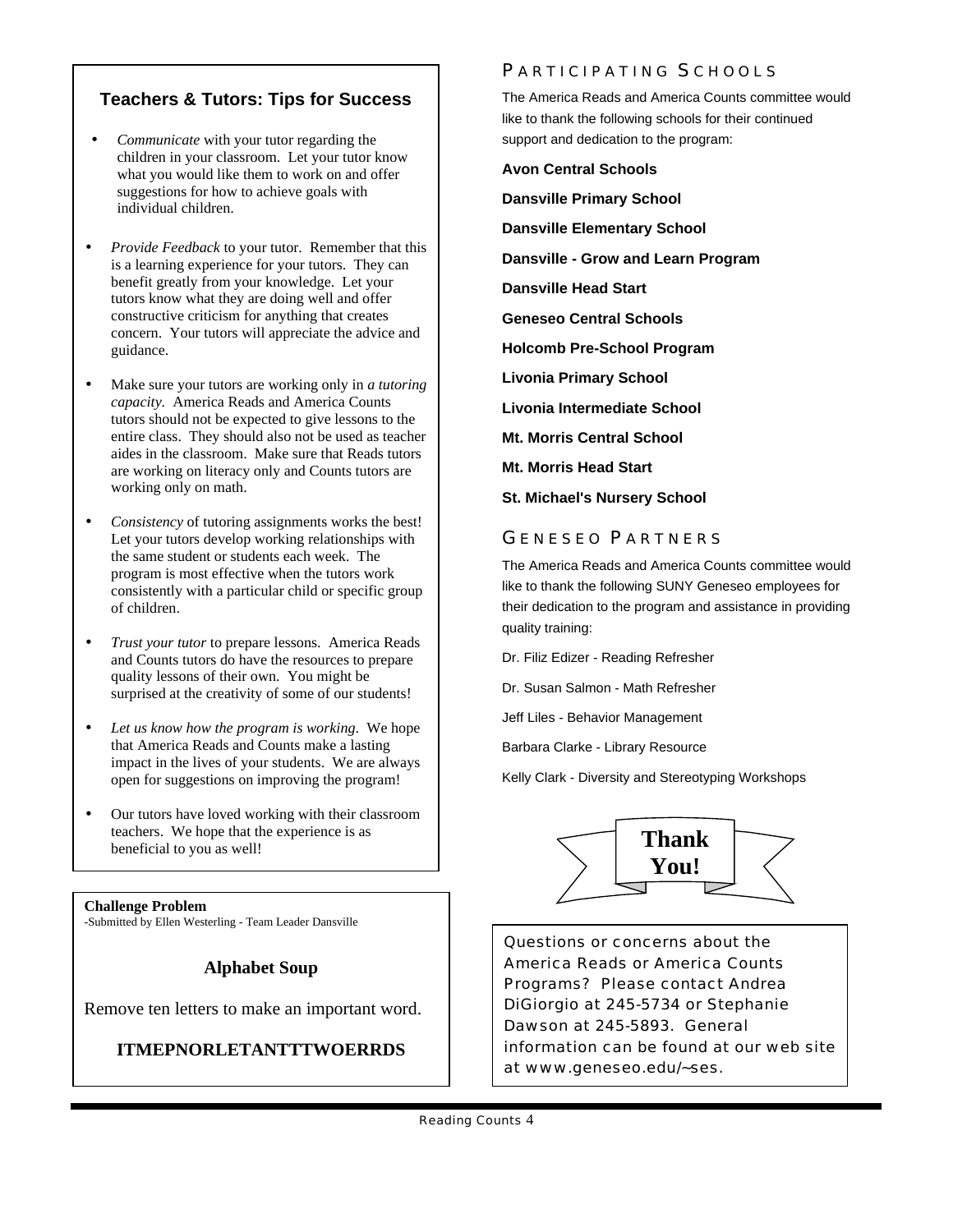## Teachers & Tutors: Tips for Success

- *Communicate* with your tutor regarding the children in your classroom. Let your tutor know what you would like them to work on and offer suggestions for how to achieve goals with individual children.
- *Provide Feedback* to your tutor. Remember that this is a learning experience for your tutors. They can benefit greatly from your knowledge. Let your tutors know what they are doing well and offer constructive criticism for anything that creates concern. Your tutors will appreciate the advice and guidance.
- Make sure your tutors are working only in *a tutoring capacity*. America Reads and America Counts tutors should not be expected to give lessons to the entire class. They should also not be used as teacher aides in the classroom. Make sure that Reads tutors are working on literacy only and Counts tutors are working only on math.
- *Consistency* of tutoring assignments works the best! Let your tutors develop working relationships with the same student or students each week. The program is most effective when the tutors work consistently with a particular child or specific group of children.
- *Trust your tutor* to prepare lessons. America Reads and Counts tutors do have the resources to prepare quality lessons of their own. You might be surprised at the creativity of some of our students!
- *Let us know how the program is working*. We hope that America Reads and Counts make a lasting impact in the lives of your students. We are always open for suggestions on improving the program!
- Our tutors have loved working with their classroom teachers. We hope that the experience is as beneficial to you as well!

**Challenge Problem**
-Submitted by Ellen Westerling - Team Leader Dansville

### Alphabet Soup

Remove ten letters to make an important word.

**ITMEPNORLETANTTTWOERRDS**

## Participating Schools

The America Reads and America Counts committee would like to thank the following schools for their continued support and dedication to the program:

**Avon Central Schools**

**Dansville Primary School**

**Dansville Elementary School**

**Dansville - Grow and Learn Program**

**Dansville Head Start**

**Geneseo Central Schools**

**Holcomb Pre-School Program**

**Livonia Primary School**

**Livonia Intermediate School**

**Mt. Morris Central School**

**Mt. Morris Head Start**

**St. Michael's Nursery School**

## Geneseo Partners

The America Reads and America Counts committee would like to thank the following SUNY Geneseo employees for their dedication to the program and assistance in providing quality training:

Dr. Filiz Edizer - Reading Refresher

Dr. Susan Salmon - Math Refresher

Jeff Liles - Behavior Management

Barbara Clarke - Library Resource

Kelly Clark - Diversity and Stereotyping Workshops

**Thank You!**

Questions or concerns about the America Reads or America Counts Programs? Please contact Andrea DiGiorgio at 245-5734 or Stephanie Dawson at 245-5893. General information can be found at our web site at www.geneseo.edu/~ses.